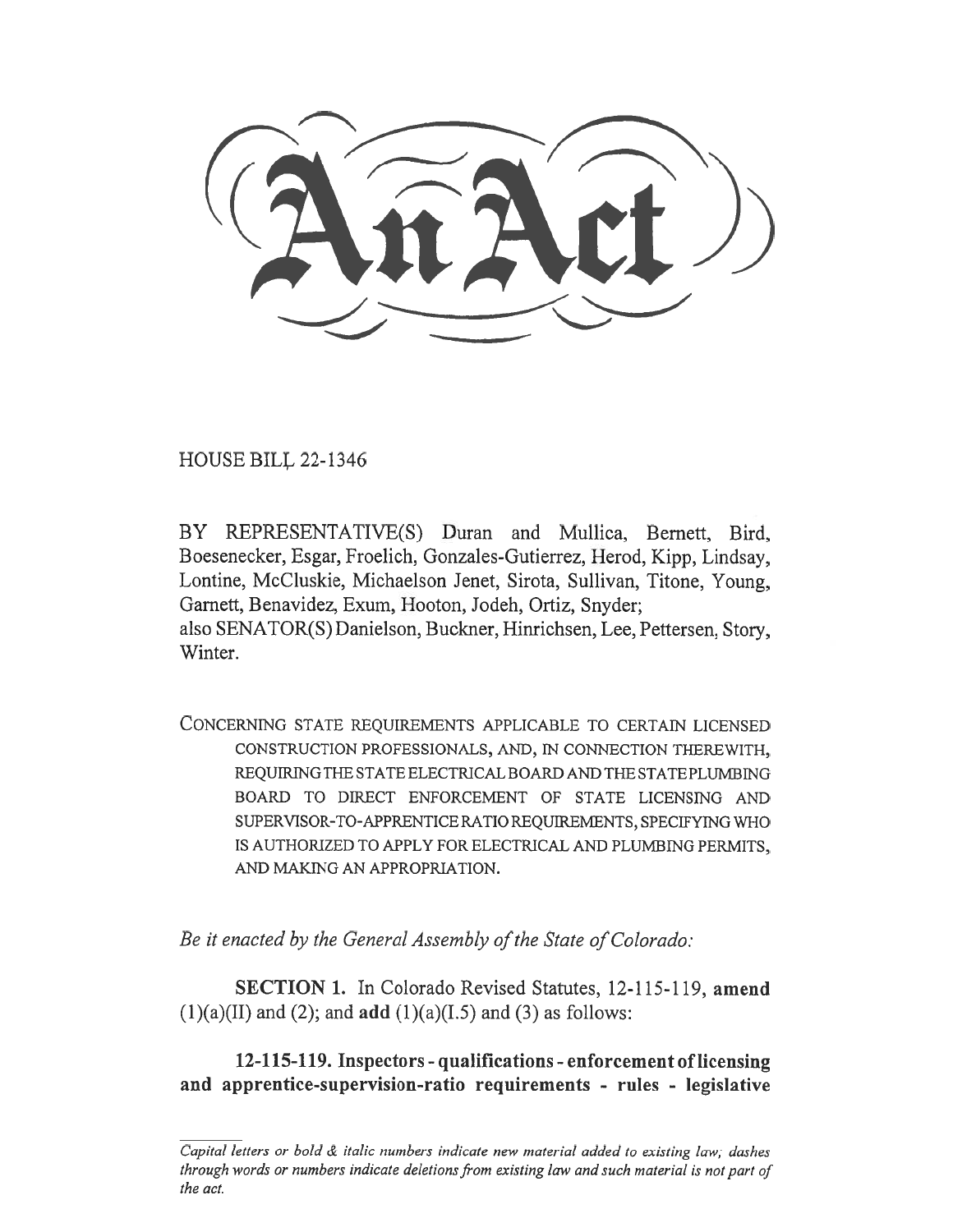# An Act

HOUSE BILL 22-1346

BY REPRESENTATIVE(S) Duran and Mullica, Bernett, Bird, Boesenecker, Esgar, Froelich, Gonzales-Gutierrez, Herod, Kipp, Lindsay, Lontine, McCluskie, Michaelson Jenet, Sirota, Sullivan, Titone, Young, Garnett, Benavidez, Exum, Hooton, Jodeh, Ortiz, Snyder;
also SENATOR(S) Danielson, Buckner, Hinrichsen, Lee, Pettersen, Story, Winter.

CONCERNING STATE REQUIREMENTS APPLICABLE TO CERTAIN LICENSED CONSTRUCTION PROFESSIONALS, AND, IN CONNECTION THEREWITH, REQUIRING THE STATE ELECTRICAL BOARD AND THE STATE PLUMBING BOARD TO DIRECT ENFORCEMENT OF STATE LICENSING AND SUPERVISOR-TO-APPRENTICE RATIO REQUIREMENTS, SPECIFYING WHO IS AUTHORIZED TO APPLY FOR ELECTRICAL AND PLUMBING PERMITS, AND MAKING AN APPROPRIATION.

*Be it enacted by the General Assembly of the State of Colorado:*

**SECTION 1.** In Colorado Revised Statutes, 12-115-119, **amend** (1)(a)(II) and (2); and **add** (1)(a)(I.5) and (3) as follows:

**12-115-119. Inspectors - qualifications - enforcement of licensing and apprentice-supervision-ratio requirements - rules - legislative**

*Capital letters or bold & italic numbers indicate new material added to existing law; dashes through words or numbers indicate deletions from existing law and such material is not part of the act.*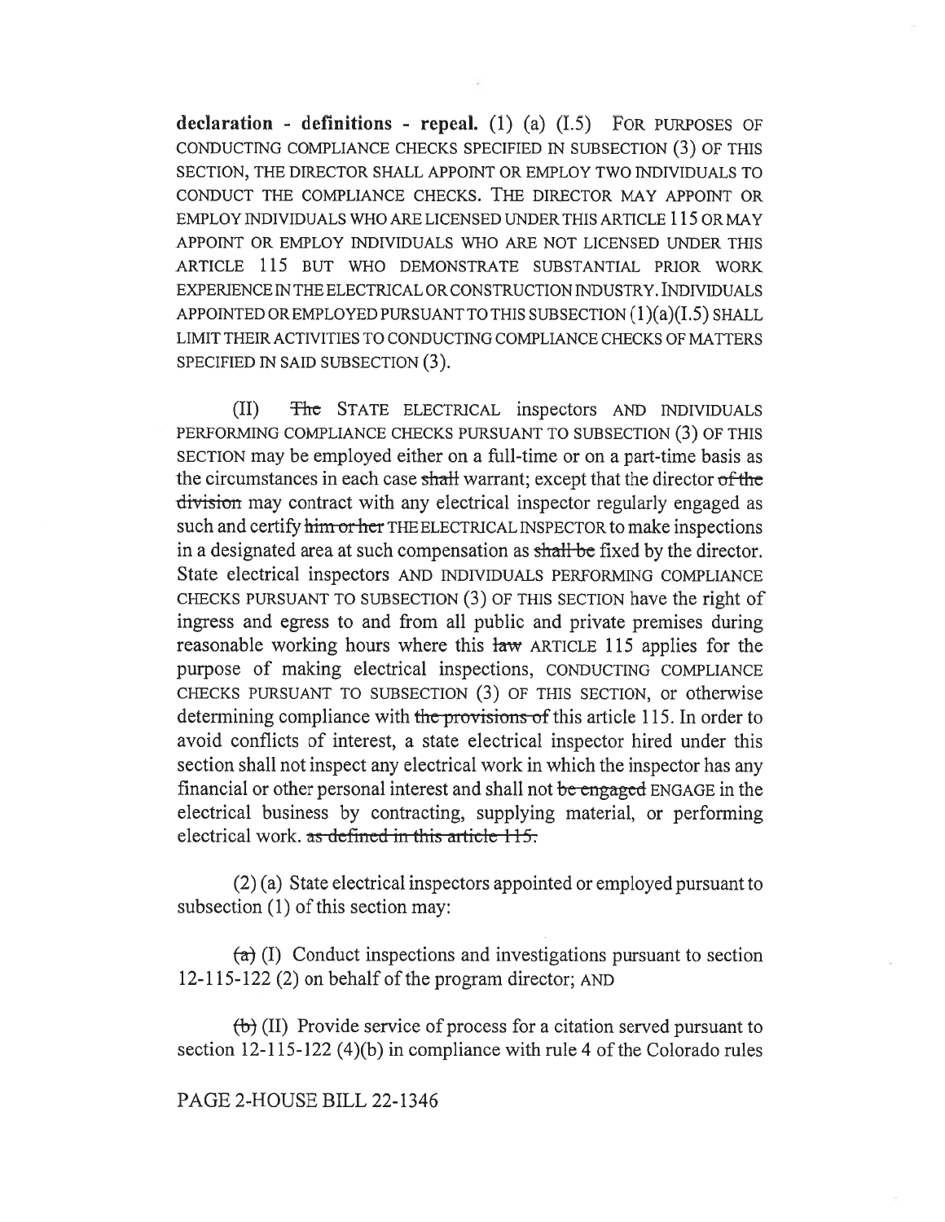**declaration - definitions - repeal.** (1) (a) (I.5) FOR PURPOSES OF CONDUCTING COMPLIANCE CHECKS SPECIFIED IN SUBSECTION (3) OF THIS SECTION, THE DIRECTOR SHALL APPOINT OR EMPLOY TWO INDIVIDUALS TO CONDUCT THE COMPLIANCE CHECKS. THE DIRECTOR MAY APPOINT OR EMPLOY INDIVIDUALS WHO ARE LICENSED UNDER THIS ARTICLE 115 OR MAY APPOINT OR EMPLOY INDIVIDUALS WHO ARE NOT LICENSED UNDER THIS ARTICLE 115 BUT WHO DEMONSTRATE SUBSTANTIAL PRIOR WORK EXPERIENCE IN THE ELECTRICAL OR CONSTRUCTION INDUSTRY. INDIVIDUALS APPOINTED OR EMPLOYED PURSUANT TO THIS SUBSECTION (1)(a)(I.5) SHALL LIMIT THEIR ACTIVITIES TO CONDUCTING COMPLIANCE CHECKS OF MATTERS SPECIFIED IN SAID SUBSECTION (3).

(II) ~~The~~ STATE ELECTRICAL inspectors AND INDIVIDUALS PERFORMING COMPLIANCE CHECKS PURSUANT TO SUBSECTION (3) OF THIS SECTION may be employed either on a full-time or on a part-time basis as the circumstances in each case ~~shall~~ warrant; except that the director ~~of the division~~ may contract with any electrical inspector regularly engaged as such and certify ~~him or her~~ THE ELECTRICAL INSPECTOR to make inspections in a designated area at such compensation as ~~shall be~~ fixed by the director. State electrical inspectors AND INDIVIDUALS PERFORMING COMPLIANCE CHECKS PURSUANT TO SUBSECTION (3) OF THIS SECTION have the right of ingress and egress to and from all public and private premises during reasonable working hours where this ~~law~~ ARTICLE 115 applies for the purpose of making electrical inspections, CONDUCTING COMPLIANCE CHECKS PURSUANT TO SUBSECTION (3) OF THIS SECTION, or otherwise determining compliance with ~~the provisions of~~ this article 115. In order to avoid conflicts of interest, a state electrical inspector hired under this section shall not inspect any electrical work in which the inspector has any financial or other personal interest and shall not ~~be engaged~~ ENGAGE in the electrical business by contracting, supplying material, or performing electrical work. ~~as defined in this article 115.~~

(2) (a) State electrical inspectors appointed or employed pursuant to subsection (1) of this section may:

~~(a)~~ (I) Conduct inspections and investigations pursuant to section 12-115-122 (2) on behalf of the program director; AND

~~(b)~~ (II) Provide service of process for a citation served pursuant to section 12-115-122 (4)(b) in compliance with rule 4 of the Colorado rules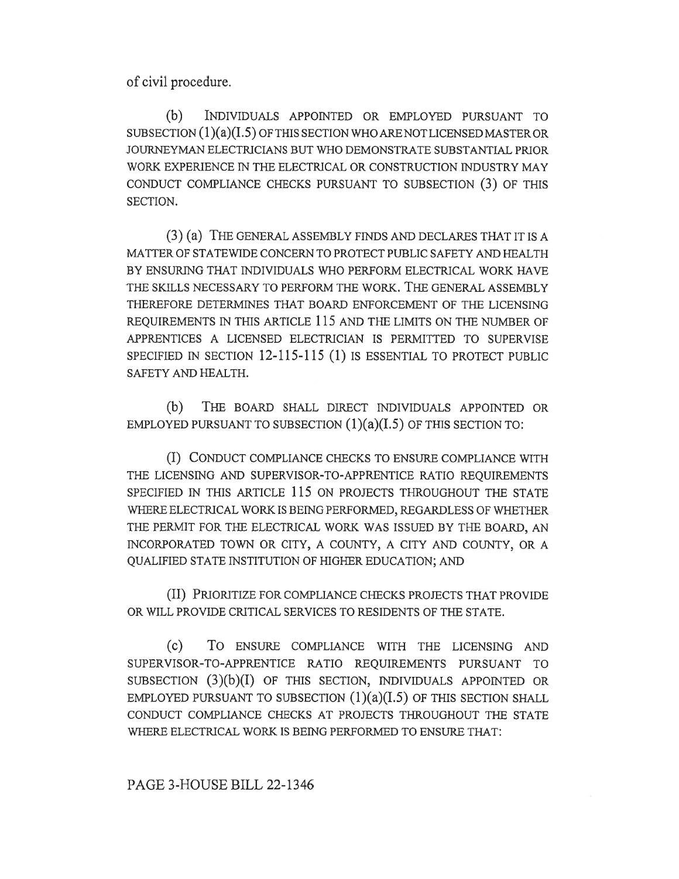of civil procedure.

(b) INDIVIDUALS APPOINTED OR EMPLOYED PURSUANT TO SUBSECTION (1)(a)(I.5) OF THIS SECTION WHO ARE NOT LICENSED MASTER OR JOURNEYMAN ELECTRICIANS BUT WHO DEMONSTRATE SUBSTANTIAL PRIOR WORK EXPERIENCE IN THE ELECTRICAL OR CONSTRUCTION INDUSTRY MAY CONDUCT COMPLIANCE CHECKS PURSUANT TO SUBSECTION (3) OF THIS SECTION.

(3) (a) THE GENERAL ASSEMBLY FINDS AND DECLARES THAT IT IS A MATTER OF STATEWIDE CONCERN TO PROTECT PUBLIC SAFETY AND HEALTH BY ENSURING THAT INDIVIDUALS WHO PERFORM ELECTRICAL WORK HAVE THE SKILLS NECESSARY TO PERFORM THE WORK. THE GENERAL ASSEMBLY THEREFORE DETERMINES THAT BOARD ENFORCEMENT OF THE LICENSING REQUIREMENTS IN THIS ARTICLE 115 AND THE LIMITS ON THE NUMBER OF APPRENTICES A LICENSED ELECTRICIAN IS PERMITTED TO SUPERVISE SPECIFIED IN SECTION 12-115-115 (1) IS ESSENTIAL TO PROTECT PUBLIC SAFETY AND HEALTH.

(b) THE BOARD SHALL DIRECT INDIVIDUALS APPOINTED OR EMPLOYED PURSUANT TO SUBSECTION (1)(a)(I.5) OF THIS SECTION TO:

(I) CONDUCT COMPLIANCE CHECKS TO ENSURE COMPLIANCE WITH THE LICENSING AND SUPERVISOR-TO-APPRENTICE RATIO REQUIREMENTS SPECIFIED IN THIS ARTICLE 115 ON PROJECTS THROUGHOUT THE STATE WHERE ELECTRICAL WORK IS BEING PERFORMED, REGARDLESS OF WHETHER THE PERMIT FOR THE ELECTRICAL WORK WAS ISSUED BY THE BOARD, AN INCORPORATED TOWN OR CITY, A COUNTY, A CITY AND COUNTY, OR A QUALIFIED STATE INSTITUTION OF HIGHER EDUCATION; AND

(II) PRIORITIZE FOR COMPLIANCE CHECKS PROJECTS THAT PROVIDE OR WILL PROVIDE CRITICAL SERVICES TO RESIDENTS OF THE STATE.

(c) TO ENSURE COMPLIANCE WITH THE LICENSING AND SUPERVISOR-TO-APPRENTICE RATIO REQUIREMENTS PURSUANT TO SUBSECTION (3)(b)(I) OF THIS SECTION, INDIVIDUALS APPOINTED OR EMPLOYED PURSUANT TO SUBSECTION (1)(a)(I.5) OF THIS SECTION SHALL CONDUCT COMPLIANCE CHECKS AT PROJECTS THROUGHOUT THE STATE WHERE ELECTRICAL WORK IS BEING PERFORMED TO ENSURE THAT:

PAGE 3-HOUSE BILL 22-1346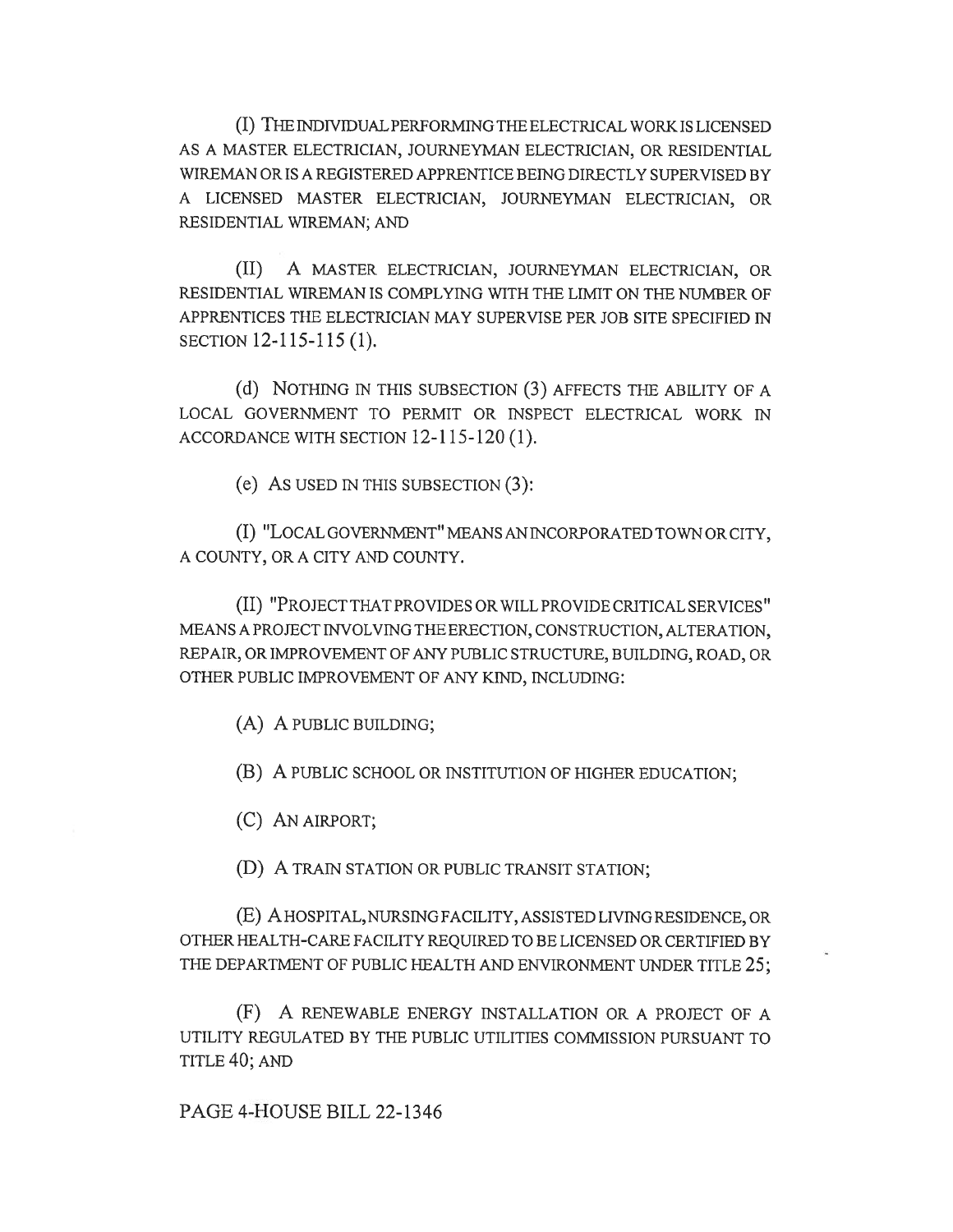(I) THE INDIVIDUAL PERFORMING THE ELECTRICAL WORK IS LICENSED AS A MASTER ELECTRICIAN, JOURNEYMAN ELECTRICIAN, OR RESIDENTIAL WIREMAN OR IS A REGISTERED APPRENTICE BEING DIRECTLY SUPERVISED BY A LICENSED MASTER ELECTRICIAN, JOURNEYMAN ELECTRICIAN, OR RESIDENTIAL WIREMAN; AND

(II) A MASTER ELECTRICIAN, JOURNEYMAN ELECTRICIAN, OR RESIDENTIAL WIREMAN IS COMPLYING WITH THE LIMIT ON THE NUMBER OF APPRENTICES THE ELECTRICIAN MAY SUPERVISE PER JOB SITE SPECIFIED IN SECTION 12-115-115 (1).

(d) NOTHING IN THIS SUBSECTION (3) AFFECTS THE ABILITY OF A LOCAL GOVERNMENT TO PERMIT OR INSPECT ELECTRICAL WORK IN ACCORDANCE WITH SECTION 12-115-120 (1).

(e) AS USED IN THIS SUBSECTION (3):

(I) "LOCAL GOVERNMENT" MEANS AN INCORPORATED TOWN OR CITY, A COUNTY, OR A CITY AND COUNTY.

(II) "PROJECT THAT PROVIDES OR WILL PROVIDE CRITICAL SERVICES" MEANS A PROJECT INVOLVING THE ERECTION, CONSTRUCTION, ALTERATION, REPAIR, OR IMPROVEMENT OF ANY PUBLIC STRUCTURE, BUILDING, ROAD, OR OTHER PUBLIC IMPROVEMENT OF ANY KIND, INCLUDING:

(A) A PUBLIC BUILDING;

(B) A PUBLIC SCHOOL OR INSTITUTION OF HIGHER EDUCATION;

(C) AN AIRPORT;

(D) A TRAIN STATION OR PUBLIC TRANSIT STATION;

(E) A HOSPITAL, NURSING FACILITY, ASSISTED LIVING RESIDENCE, OR OTHER HEALTH-CARE FACILITY REQUIRED TO BE LICENSED OR CERTIFIED BY THE DEPARTMENT OF PUBLIC HEALTH AND ENVIRONMENT UNDER TITLE 25;

(F) A RENEWABLE ENERGY INSTALLATION OR A PROJECT OF A UTILITY REGULATED BY THE PUBLIC UTILITIES COMMISSION PURSUANT TO TITLE 40; AND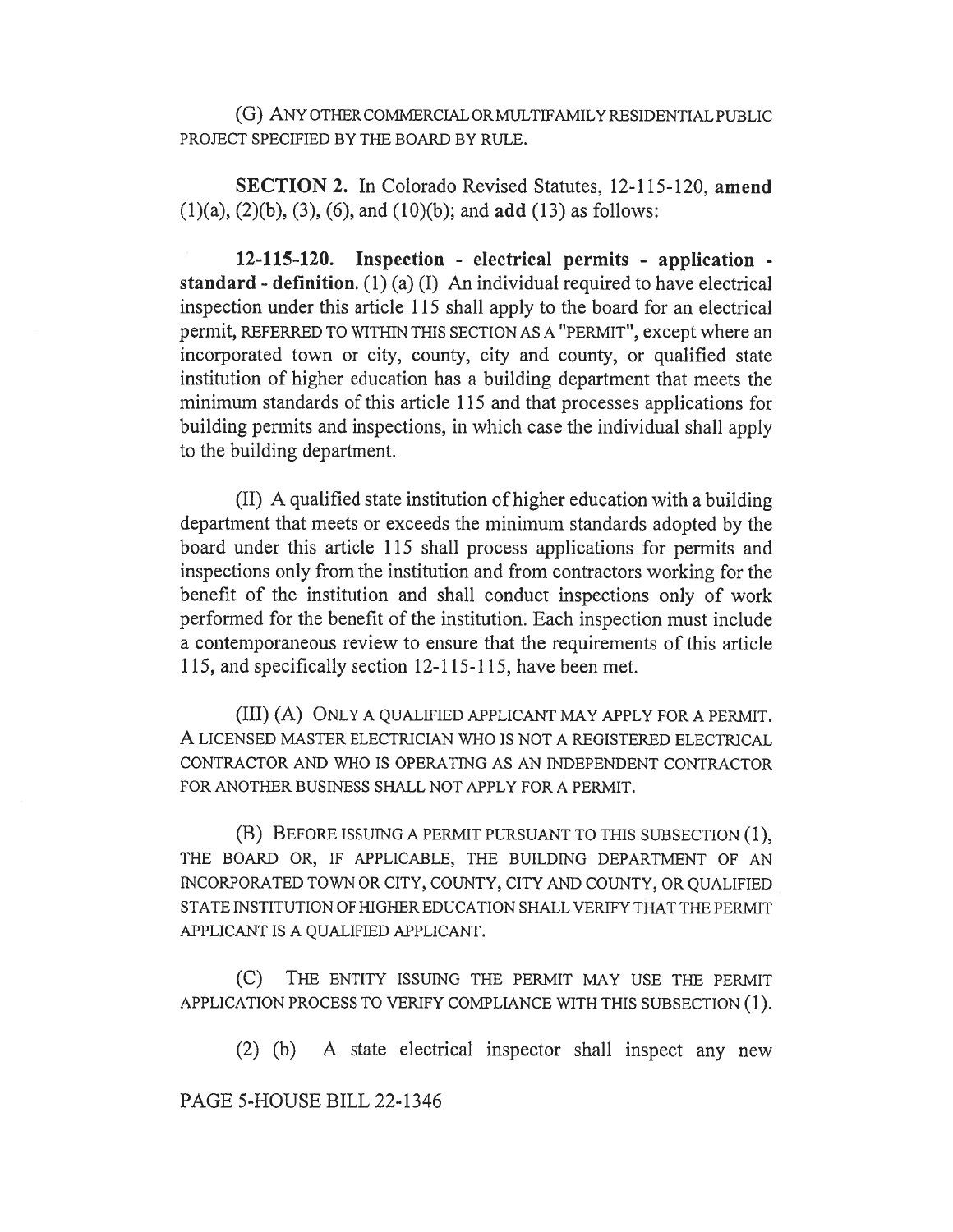(G) ANY OTHER COMMERCIAL OR MULTIFAMILY RESIDENTIAL PUBLIC PROJECT SPECIFIED BY THE BOARD BY RULE.

**SECTION 2.** In Colorado Revised Statutes, 12-115-120, **amend** (1)(a), (2)(b), (3), (6), and (10)(b); and **add** (13) as follows:

**12-115-120. Inspection - electrical permits - application - standard - definition.** (1) (a) (I) An individual required to have electrical inspection under this article 115 shall apply to the board for an electrical permit, REFERRED TO WITHIN THIS SECTION AS A "PERMIT", except where an incorporated town or city, county, city and county, or qualified state institution of higher education has a building department that meets the minimum standards of this article 115 and that processes applications for building permits and inspections, in which case the individual shall apply to the building department.

(II) A qualified state institution of higher education with a building department that meets or exceeds the minimum standards adopted by the board under this article 115 shall process applications for permits and inspections only from the institution and from contractors working for the benefit of the institution and shall conduct inspections only of work performed for the benefit of the institution. Each inspection must include a contemporaneous review to ensure that the requirements of this article 115, and specifically section 12-115-115, have been met.

(III) (A) ONLY A QUALIFIED APPLICANT MAY APPLY FOR A PERMIT. A LICENSED MASTER ELECTRICIAN WHO IS NOT A REGISTERED ELECTRICAL CONTRACTOR AND WHO IS OPERATING AS AN INDEPENDENT CONTRACTOR FOR ANOTHER BUSINESS SHALL NOT APPLY FOR A PERMIT.

(B) BEFORE ISSUING A PERMIT PURSUANT TO THIS SUBSECTION (1), THE BOARD OR, IF APPLICABLE, THE BUILDING DEPARTMENT OF AN INCORPORATED TOWN OR CITY, COUNTY, CITY AND COUNTY, OR QUALIFIED STATE INSTITUTION OF HIGHER EDUCATION SHALL VERIFY THAT THE PERMIT APPLICANT IS A QUALIFIED APPLICANT.

(C) THE ENTITY ISSUING THE PERMIT MAY USE THE PERMIT APPLICATION PROCESS TO VERIFY COMPLIANCE WITH THIS SUBSECTION (1).

(2) (b) A state electrical inspector shall inspect any new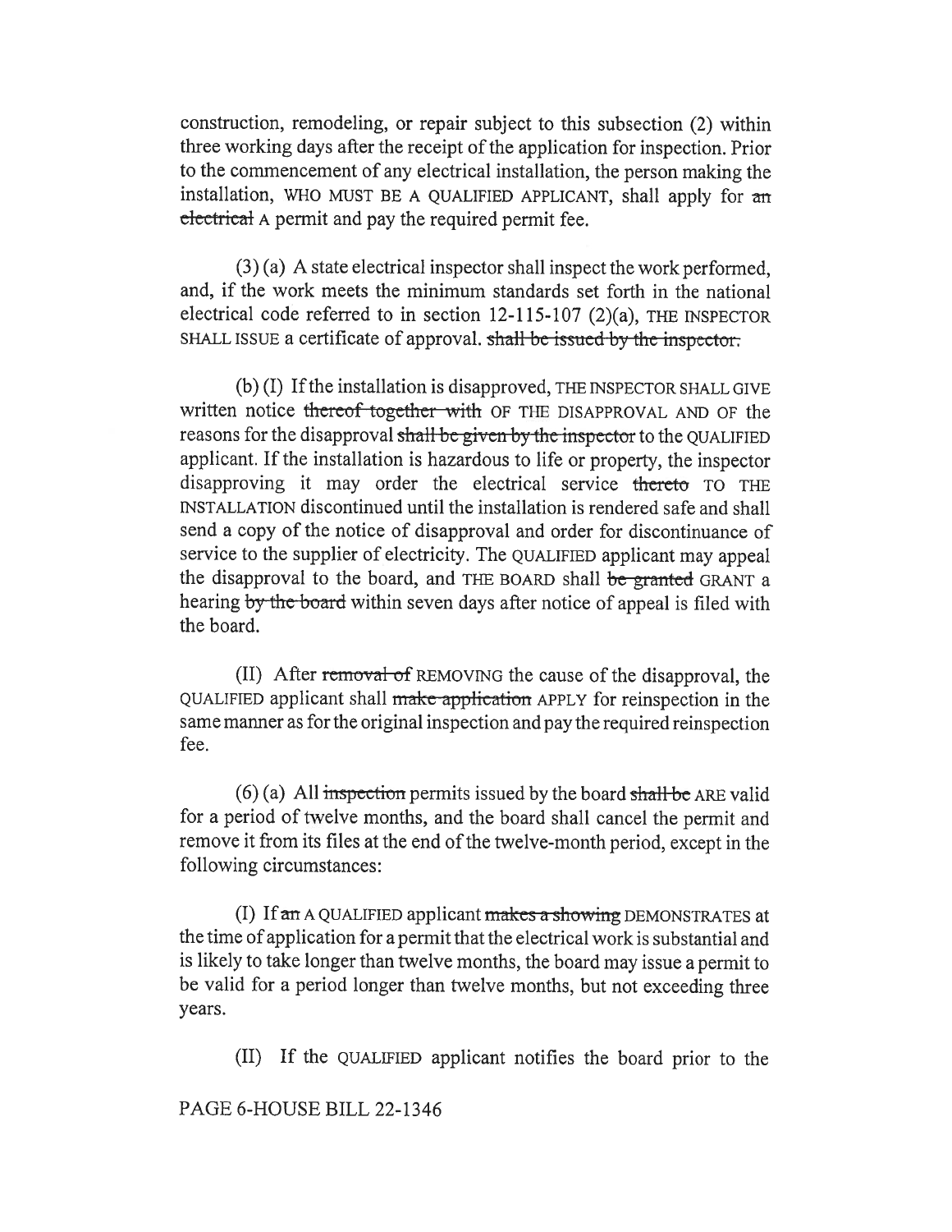construction, remodeling, or repair subject to this subsection (2) within three working days after the receipt of the application for inspection. Prior to the commencement of any electrical installation, the person making the installation, WHO MUST BE A QUALIFIED APPLICANT, shall apply for ~~an electrical~~ A permit and pay the required permit fee.

(3) (a) A state electrical inspector shall inspect the work performed, and, if the work meets the minimum standards set forth in the national electrical code referred to in section 12-115-107 (2)(a), THE INSPECTOR SHALL ISSUE a certificate of approval. ~~shall be issued by the inspector.~~

(b) (I) If the installation is disapproved, THE INSPECTOR SHALL GIVE written notice ~~thereof together with~~ OF THE DISAPPROVAL AND OF the reasons for the disapproval ~~shall be given by the inspector~~ to the QUALIFIED applicant. If the installation is hazardous to life or property, the inspector disapproving it may order the electrical service ~~thereto~~ TO THE INSTALLATION discontinued until the installation is rendered safe and shall send a copy of the notice of disapproval and order for discontinuance of service to the supplier of electricity. The QUALIFIED applicant may appeal the disapproval to the board, and THE BOARD shall ~~be granted~~ GRANT a hearing ~~by the board~~ within seven days after notice of appeal is filed with the board.

(II) After ~~removal of~~ REMOVING the cause of the disapproval, the QUALIFIED applicant shall ~~make application~~ APPLY for reinspection in the same manner as for the original inspection and pay the required reinspection fee.

(6) (a) All ~~inspection~~ permits issued by the board ~~shall be~~ ARE valid for a period of twelve months, and the board shall cancel the permit and remove it from its files at the end of the twelve-month period, except in the following circumstances:

(I) If ~~an~~ A QUALIFIED applicant ~~makes a showing~~ DEMONSTRATES at the time of application for a permit that the electrical work is substantial and is likely to take longer than twelve months, the board may issue a permit to be valid for a period longer than twelve months, but not exceeding three years.

(II) If the QUALIFIED applicant notifies the board prior to the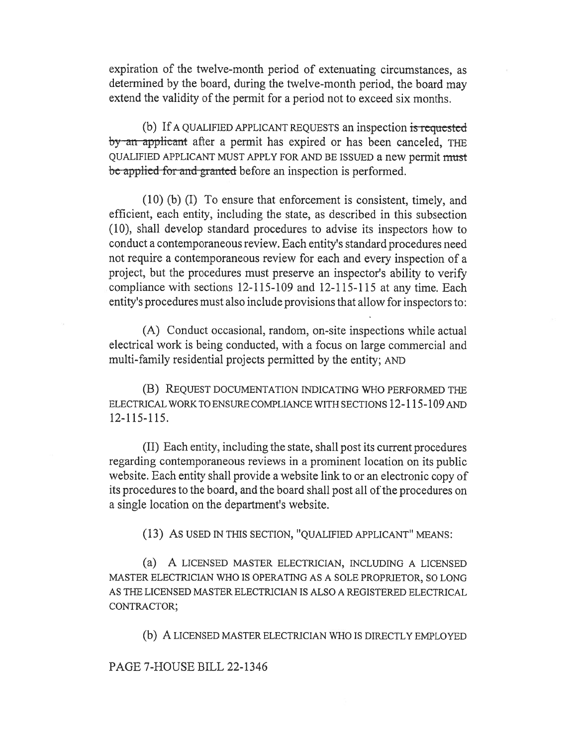expiration of the twelve-month period of extenuating circumstances, as determined by the board, during the twelve-month period, the board may extend the validity of the permit for a period not to exceed six months.

(b) If A QUALIFIED APPLICANT REQUESTS an inspection ~~is requested by an applicant~~ after a permit has expired or has been canceled, THE QUALIFIED APPLICANT MUST APPLY FOR AND BE ISSUED a new permit ~~must be applied for and granted~~ before an inspection is performed.

(10) (b) (I) To ensure that enforcement is consistent, timely, and efficient, each entity, including the state, as described in this subsection (10), shall develop standard procedures to advise its inspectors how to conduct a contemporaneous review. Each entity's standard procedures need not require a contemporaneous review for each and every inspection of a project, but the procedures must preserve an inspector's ability to verify compliance with sections 12-115-109 and 12-115-115 at any time. Each entity's procedures must also include provisions that allow for inspectors to:

(A) Conduct occasional, random, on-site inspections while actual electrical work is being conducted, with a focus on large commercial and multi-family residential projects permitted by the entity; AND

(B) REQUEST DOCUMENTATION INDICATING WHO PERFORMED THE ELECTRICAL WORK TO ENSURE COMPLIANCE WITH SECTIONS 12-115-109 AND 12-115-115.

(II) Each entity, including the state, shall post its current procedures regarding contemporaneous reviews in a prominent location on its public website. Each entity shall provide a website link to or an electronic copy of its procedures to the board, and the board shall post all of the procedures on a single location on the department's website.

(13) AS USED IN THIS SECTION, "QUALIFIED APPLICANT" MEANS:

(a) A LICENSED MASTER ELECTRICIAN, INCLUDING A LICENSED MASTER ELECTRICIAN WHO IS OPERATING AS A SOLE PROPRIETOR, SO LONG AS THE LICENSED MASTER ELECTRICIAN IS ALSO A REGISTERED ELECTRICAL CONTRACTOR;

(b) A LICENSED MASTER ELECTRICIAN WHO IS DIRECTLY EMPLOYED

PAGE 7-HOUSE BILL 22-1346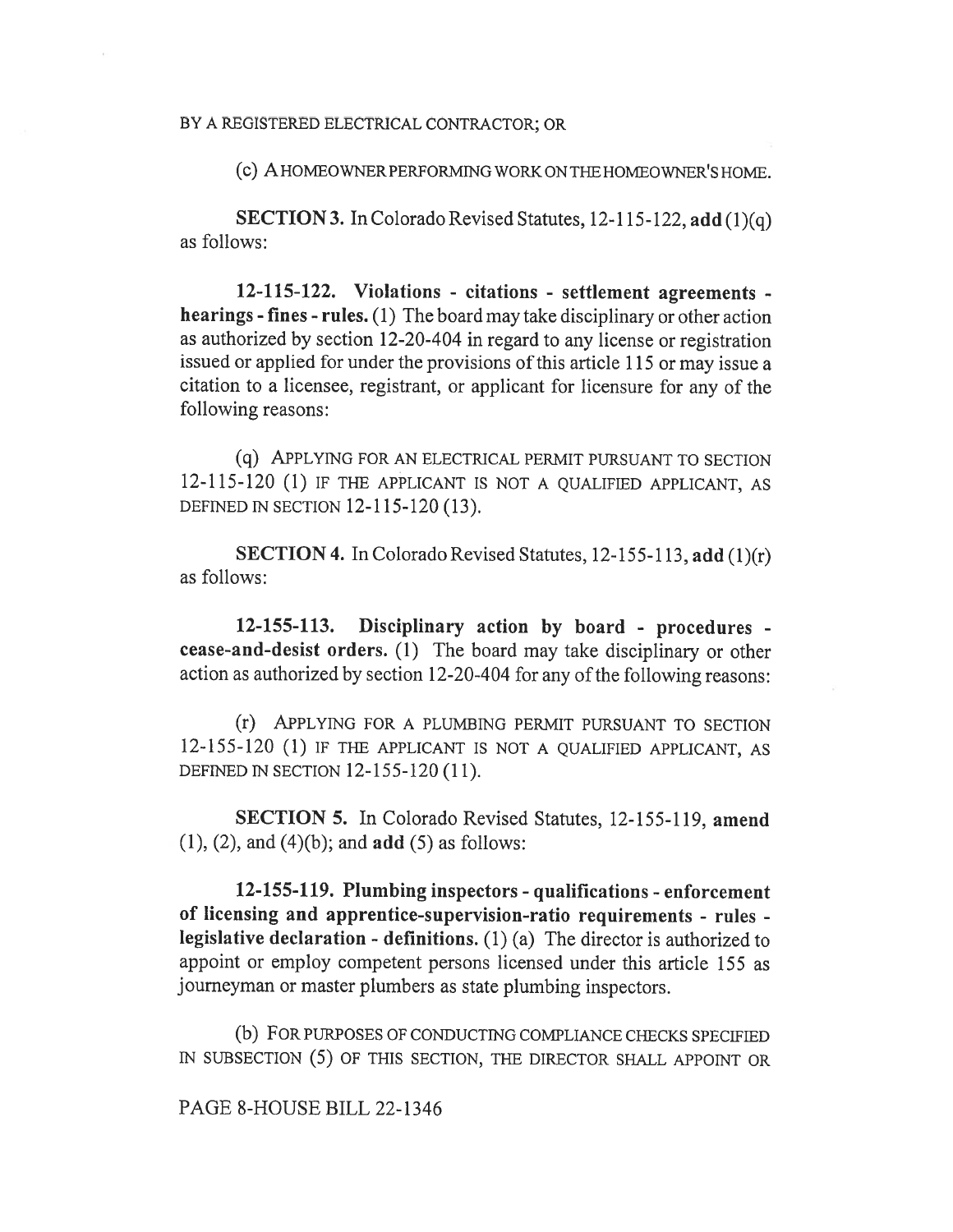BY A REGISTERED ELECTRICAL CONTRACTOR; OR

(c) A HOMEOWNER PERFORMING WORK ON THE HOMEOWNER'S HOME.

**SECTION 3.** In Colorado Revised Statutes, 12-115-122, **add** (1)(q) as follows:

**12-115-122. Violations - citations - settlement agreements - hearings - fines - rules.** (1) The board may take disciplinary or other action as authorized by section 12-20-404 in regard to any license or registration issued or applied for under the provisions of this article 115 or may issue a citation to a licensee, registrant, or applicant for licensure for any of the following reasons:

(q) APPLYING FOR AN ELECTRICAL PERMIT PURSUANT TO SECTION 12-115-120 (1) IF THE APPLICANT IS NOT A QUALIFIED APPLICANT, AS DEFINED IN SECTION 12-115-120 (13).

**SECTION 4.** In Colorado Revised Statutes, 12-155-113, **add** (1)(r) as follows:

**12-155-113. Disciplinary action by board - procedures - cease-and-desist orders.** (1) The board may take disciplinary or other action as authorized by section 12-20-404 for any of the following reasons:

(r) APPLYING FOR A PLUMBING PERMIT PURSUANT TO SECTION 12-155-120 (1) IF THE APPLICANT IS NOT A QUALIFIED APPLICANT, AS DEFINED IN SECTION 12-155-120 (11).

**SECTION 5.** In Colorado Revised Statutes, 12-155-119, **amend** (1), (2), and (4)(b); and **add** (5) as follows:

**12-155-119. Plumbing inspectors - qualifications - enforcement of licensing and apprentice-supervision-ratio requirements - rules - legislative declaration - definitions.** (1) (a) The director is authorized to appoint or employ competent persons licensed under this article 155 as journeyman or master plumbers as state plumbing inspectors.

(b) FOR PURPOSES OF CONDUCTING COMPLIANCE CHECKS SPECIFIED IN SUBSECTION (5) OF THIS SECTION, THE DIRECTOR SHALL APPOINT OR

PAGE 8-HOUSE BILL 22-1346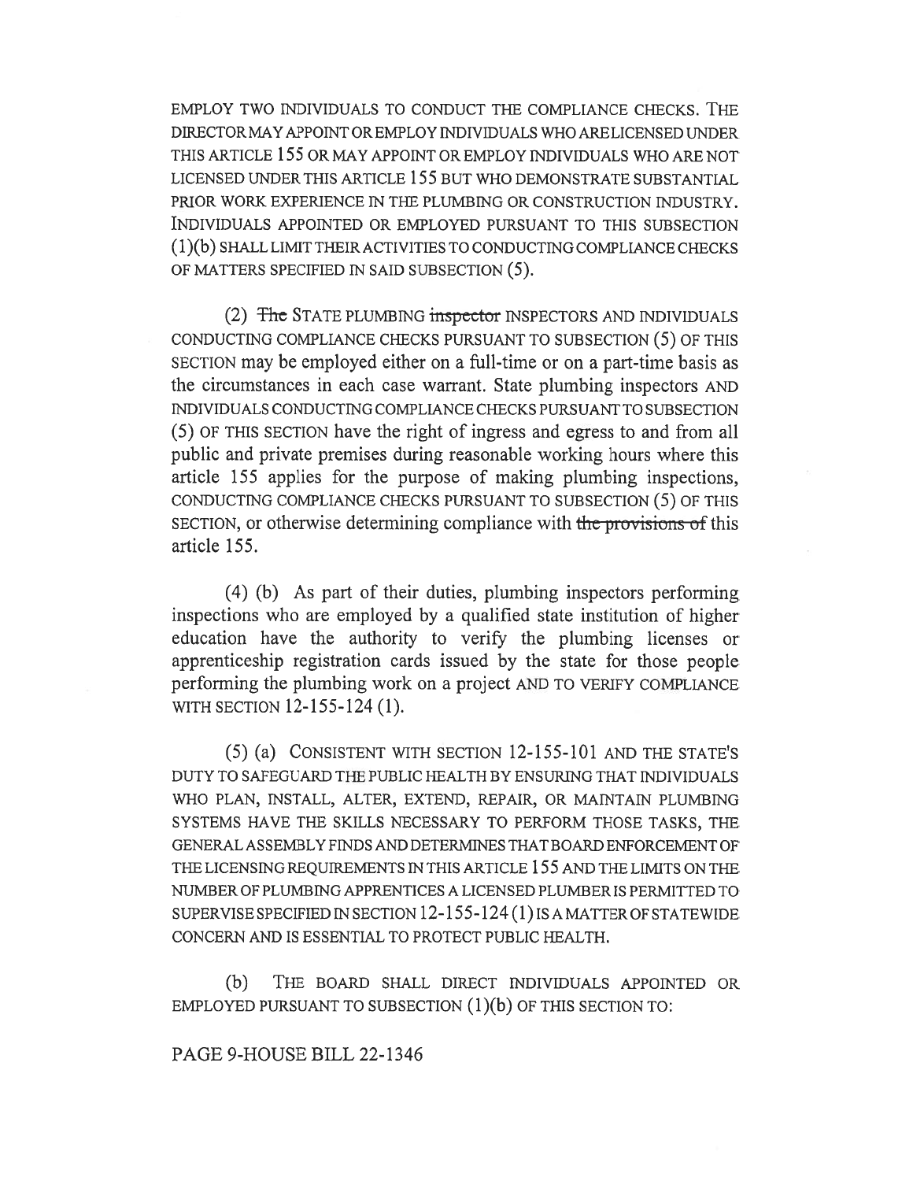EMPLOY TWO INDIVIDUALS TO CONDUCT THE COMPLIANCE CHECKS. THE DIRECTOR MAY APPOINT OR EMPLOY INDIVIDUALS WHO ARE LICENSED UNDER THIS ARTICLE 155 OR MAY APPOINT OR EMPLOY INDIVIDUALS WHO ARE NOT LICENSED UNDER THIS ARTICLE 155 BUT WHO DEMONSTRATE SUBSTANTIAL PRIOR WORK EXPERIENCE IN THE PLUMBING OR CONSTRUCTION INDUSTRY. INDIVIDUALS APPOINTED OR EMPLOYED PURSUANT TO THIS SUBSECTION (1)(b) SHALL LIMIT THEIR ACTIVITIES TO CONDUCTING COMPLIANCE CHECKS OF MATTERS SPECIFIED IN SAID SUBSECTION (5).

(2) ~~The~~ STATE PLUMBING ~~inspector~~ INSPECTORS AND INDIVIDUALS CONDUCTING COMPLIANCE CHECKS PURSUANT TO SUBSECTION (5) OF THIS SECTION may be employed either on a full-time or on a part-time basis as the circumstances in each case warrant. State plumbing inspectors AND INDIVIDUALS CONDUCTING COMPLIANCE CHECKS PURSUANT TO SUBSECTION (5) OF THIS SECTION have the right of ingress and egress to and from all public and private premises during reasonable working hours where this article 155 applies for the purpose of making plumbing inspections, CONDUCTING COMPLIANCE CHECKS PURSUANT TO SUBSECTION (5) OF THIS SECTION, or otherwise determining compliance with ~~the provisions of~~ this article 155.

(4) (b) As part of their duties, plumbing inspectors performing inspections who are employed by a qualified state institution of higher education have the authority to verify the plumbing licenses or apprenticeship registration cards issued by the state for those people performing the plumbing work on a project AND TO VERIFY COMPLIANCE WITH SECTION 12-155-124 (1).

(5) (a) CONSISTENT WITH SECTION 12-155-101 AND THE STATE'S DUTY TO SAFEGUARD THE PUBLIC HEALTH BY ENSURING THAT INDIVIDUALS WHO PLAN, INSTALL, ALTER, EXTEND, REPAIR, OR MAINTAIN PLUMBING SYSTEMS HAVE THE SKILLS NECESSARY TO PERFORM THOSE TASKS, THE GENERAL ASSEMBLY FINDS AND DETERMINES THAT BOARD ENFORCEMENT OF THE LICENSING REQUIREMENTS IN THIS ARTICLE 155 AND THE LIMITS ON THE NUMBER OF PLUMBING APPRENTICES A LICENSED PLUMBER IS PERMITTED TO SUPERVISE SPECIFIED IN SECTION 12-155-124 (1) IS A MATTER OF STATEWIDE CONCERN AND IS ESSENTIAL TO PROTECT PUBLIC HEALTH.

(b) THE BOARD SHALL DIRECT INDIVIDUALS APPOINTED OR EMPLOYED PURSUANT TO SUBSECTION (1)(b) OF THIS SECTION TO:

PAGE 9-HOUSE BILL 22-1346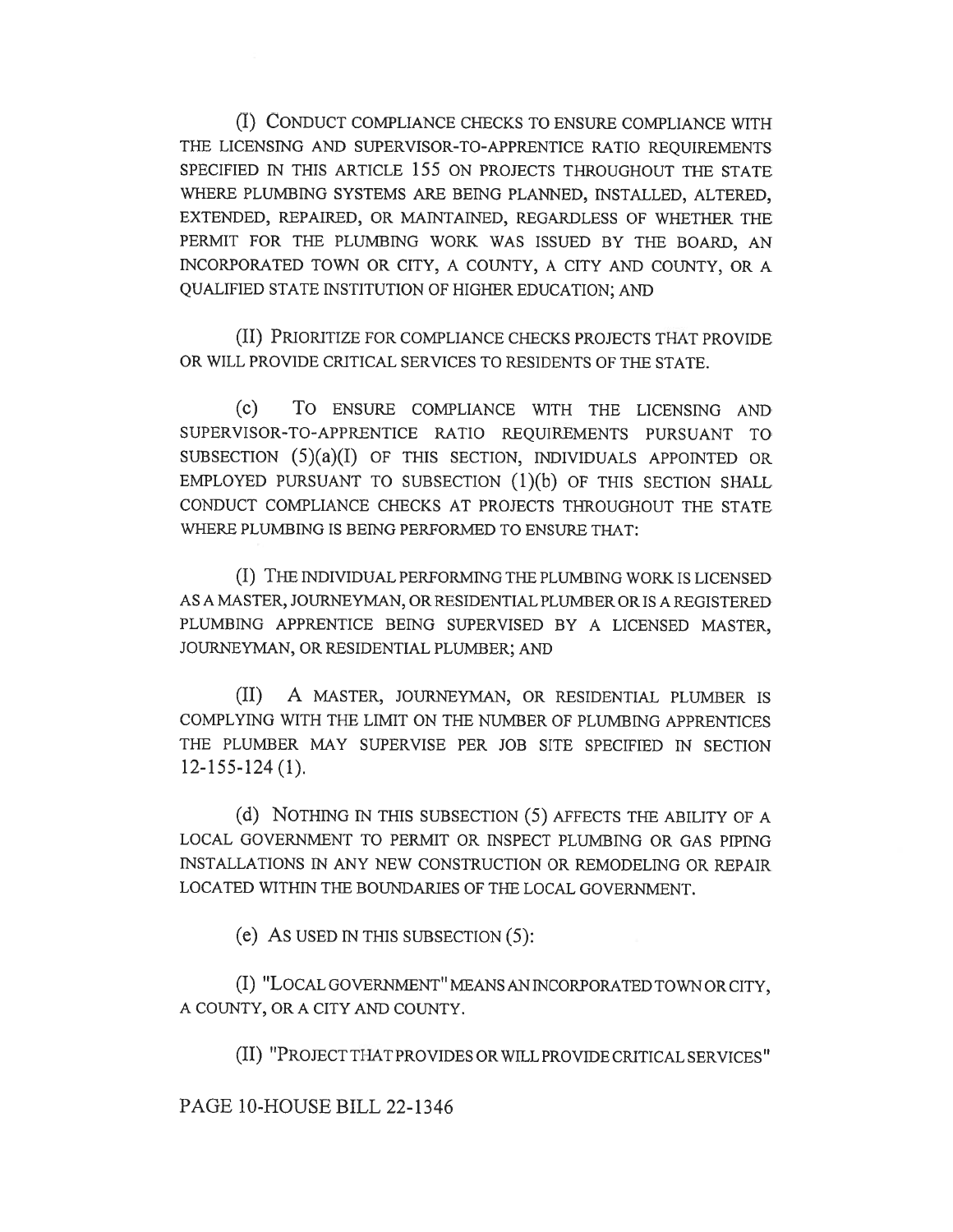(I) CONDUCT COMPLIANCE CHECKS TO ENSURE COMPLIANCE WITH THE LICENSING AND SUPERVISOR-TO-APPRENTICE RATIO REQUIREMENTS SPECIFIED IN THIS ARTICLE 155 ON PROJECTS THROUGHOUT THE STATE WHERE PLUMBING SYSTEMS ARE BEING PLANNED, INSTALLED, ALTERED, EXTENDED, REPAIRED, OR MAINTAINED, REGARDLESS OF WHETHER THE PERMIT FOR THE PLUMBING WORK WAS ISSUED BY THE BOARD, AN INCORPORATED TOWN OR CITY, A COUNTY, A CITY AND COUNTY, OR A QUALIFIED STATE INSTITUTION OF HIGHER EDUCATION; AND

(II) PRIORITIZE FOR COMPLIANCE CHECKS PROJECTS THAT PROVIDE OR WILL PROVIDE CRITICAL SERVICES TO RESIDENTS OF THE STATE.

(c) TO ENSURE COMPLIANCE WITH THE LICENSING AND SUPERVISOR-TO-APPRENTICE RATIO REQUIREMENTS PURSUANT TO SUBSECTION (5)(a)(I) OF THIS SECTION, INDIVIDUALS APPOINTED OR EMPLOYED PURSUANT TO SUBSECTION (1)(b) OF THIS SECTION SHALL CONDUCT COMPLIANCE CHECKS AT PROJECTS THROUGHOUT THE STATE WHERE PLUMBING IS BEING PERFORMED TO ENSURE THAT:

(I) THE INDIVIDUAL PERFORMING THE PLUMBING WORK IS LICENSED AS A MASTER, JOURNEYMAN, OR RESIDENTIAL PLUMBER OR IS A REGISTERED PLUMBING APPRENTICE BEING SUPERVISED BY A LICENSED MASTER, JOURNEYMAN, OR RESIDENTIAL PLUMBER; AND

(II) A MASTER, JOURNEYMAN, OR RESIDENTIAL PLUMBER IS COMPLYING WITH THE LIMIT ON THE NUMBER OF PLUMBING APPRENTICES THE PLUMBER MAY SUPERVISE PER JOB SITE SPECIFIED IN SECTION 12-155-124 (1).

(d) NOTHING IN THIS SUBSECTION (5) AFFECTS THE ABILITY OF A LOCAL GOVERNMENT TO PERMIT OR INSPECT PLUMBING OR GAS PIPING INSTALLATIONS IN ANY NEW CONSTRUCTION OR REMODELING OR REPAIR LOCATED WITHIN THE BOUNDARIES OF THE LOCAL GOVERNMENT.

(e) AS USED IN THIS SUBSECTION (5):

(I) "LOCAL GOVERNMENT" MEANS AN INCORPORATED TOWN OR CITY, A COUNTY, OR A CITY AND COUNTY.

(II) "PROJECT THAT PROVIDES OR WILL PROVIDE CRITICAL SERVICES"

PAGE 10-HOUSE BILL 22-1346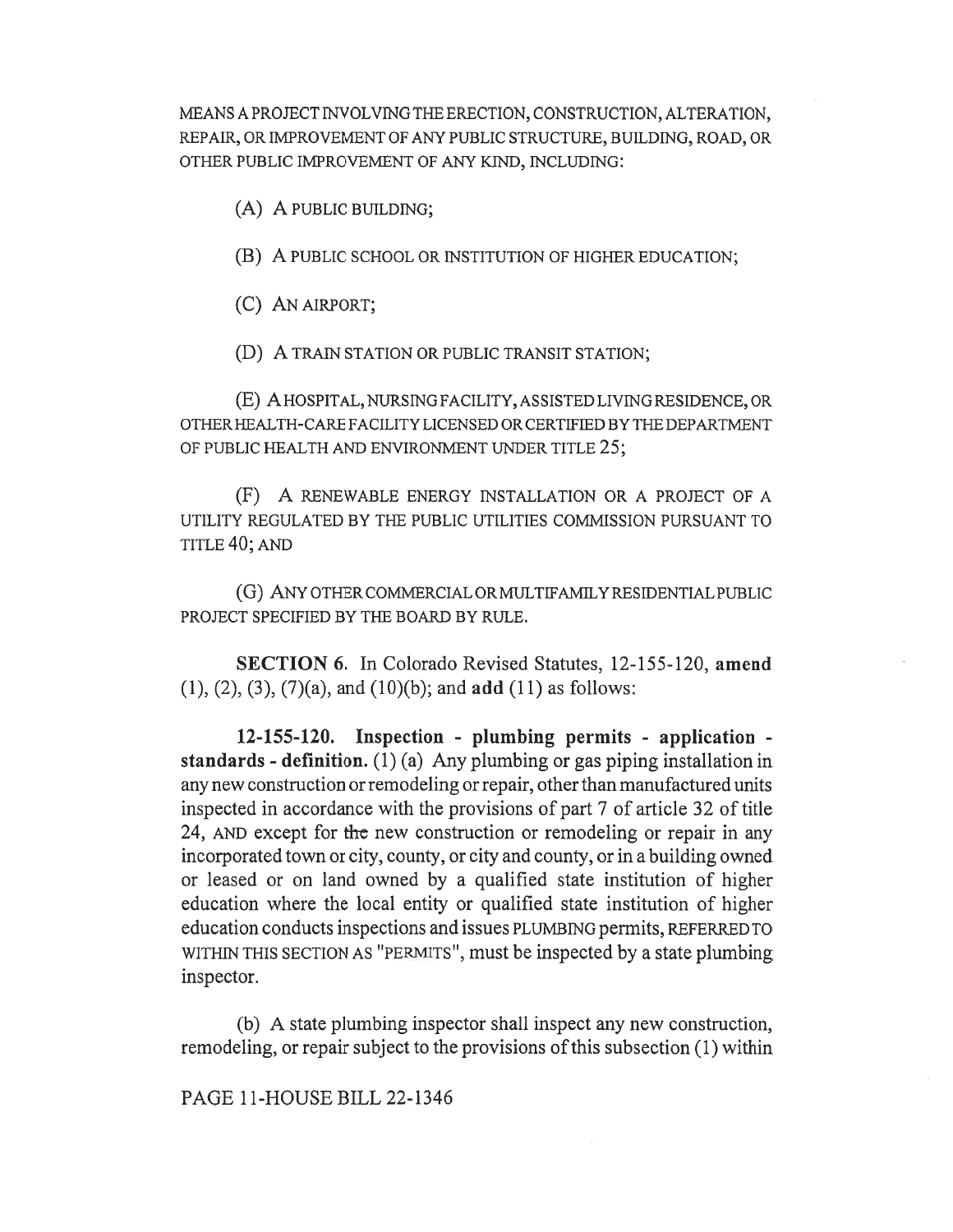MEANS A PROJECT INVOLVING THE ERECTION, CONSTRUCTION, ALTERATION, REPAIR, OR IMPROVEMENT OF ANY PUBLIC STRUCTURE, BUILDING, ROAD, OR OTHER PUBLIC IMPROVEMENT OF ANY KIND, INCLUDING:

(A) A PUBLIC BUILDING;

(B) A PUBLIC SCHOOL OR INSTITUTION OF HIGHER EDUCATION;

(C) AN AIRPORT;

(D) A TRAIN STATION OR PUBLIC TRANSIT STATION;

(E) A HOSPITAL, NURSING FACILITY, ASSISTED LIVING RESIDENCE, OR OTHER HEALTH-CARE FACILITY LICENSED OR CERTIFIED BY THE DEPARTMENT OF PUBLIC HEALTH AND ENVIRONMENT UNDER TITLE 25;

(F) A RENEWABLE ENERGY INSTALLATION OR A PROJECT OF A UTILITY REGULATED BY THE PUBLIC UTILITIES COMMISSION PURSUANT TO TITLE 40; AND

(G) ANY OTHER COMMERCIAL OR MULTIFAMILY RESIDENTIAL PUBLIC PROJECT SPECIFIED BY THE BOARD BY RULE.

**SECTION 6.** In Colorado Revised Statutes, 12-155-120, **amend** (1), (2), (3), (7)(a), and (10)(b); and **add** (11) as follows:

**12-155-120. Inspection - plumbing permits - application - standards - definition.** (1) (a) Any plumbing or gas piping installation in any new construction or remodeling or repair, other than manufactured units inspected in accordance with the provisions of part 7 of article 32 of title 24, AND except for ~~the~~ new construction or remodeling or repair in any incorporated town or city, county, or city and county, or in a building owned or leased or on land owned by a qualified state institution of higher education where the local entity or qualified state institution of higher education conducts inspections and issues PLUMBING permits, REFERRED TO WITHIN THIS SECTION AS "PERMITS", must be inspected by a state plumbing inspector.

(b) A state plumbing inspector shall inspect any new construction, remodeling, or repair subject to the provisions of this subsection (1) within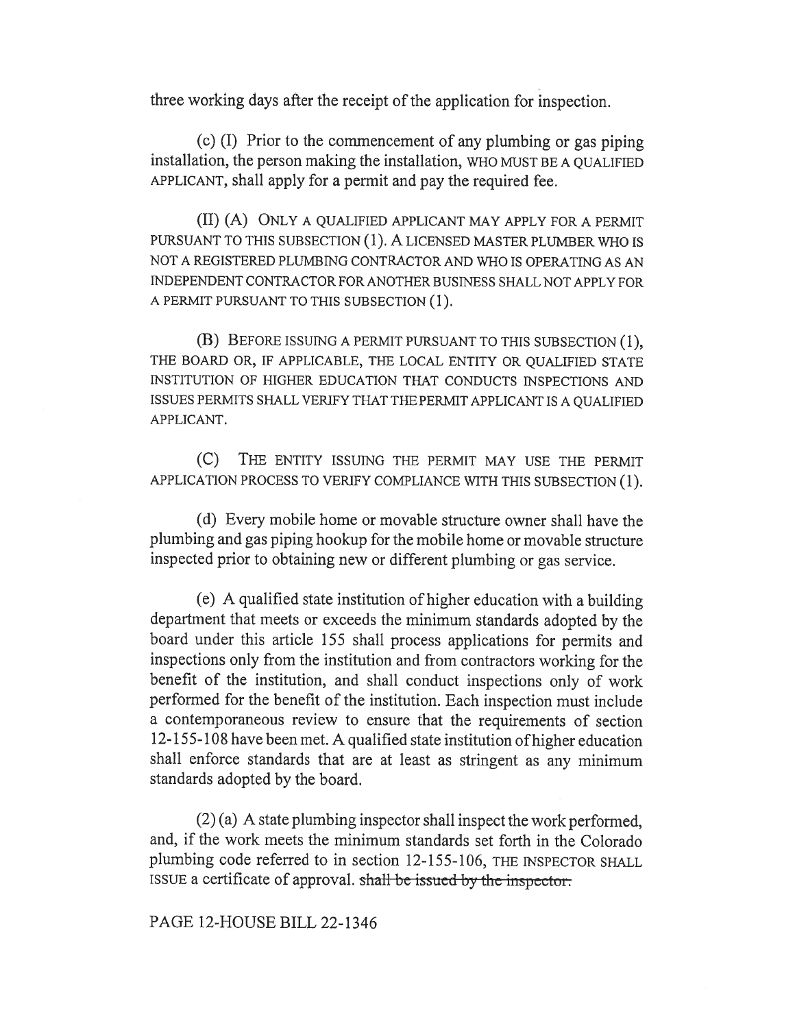three working days after the receipt of the application for inspection.

(c) (I) Prior to the commencement of any plumbing or gas piping installation, the person making the installation, WHO MUST BE A QUALIFIED APPLICANT, shall apply for a permit and pay the required fee.

(II) (A) ONLY A QUALIFIED APPLICANT MAY APPLY FOR A PERMIT PURSUANT TO THIS SUBSECTION (1). A LICENSED MASTER PLUMBER WHO IS NOT A REGISTERED PLUMBING CONTRACTOR AND WHO IS OPERATING AS AN INDEPENDENT CONTRACTOR FOR ANOTHER BUSINESS SHALL NOT APPLY FOR A PERMIT PURSUANT TO THIS SUBSECTION (1).

(B) BEFORE ISSUING A PERMIT PURSUANT TO THIS SUBSECTION (1), THE BOARD OR, IF APPLICABLE, THE LOCAL ENTITY OR QUALIFIED STATE INSTITUTION OF HIGHER EDUCATION THAT CONDUCTS INSPECTIONS AND ISSUES PERMITS SHALL VERIFY THAT THE PERMIT APPLICANT IS A QUALIFIED APPLICANT.

(C) THE ENTITY ISSUING THE PERMIT MAY USE THE PERMIT APPLICATION PROCESS TO VERIFY COMPLIANCE WITH THIS SUBSECTION (1).

(d) Every mobile home or movable structure owner shall have the plumbing and gas piping hookup for the mobile home or movable structure inspected prior to obtaining new or different plumbing or gas service.

(e) A qualified state institution of higher education with a building department that meets or exceeds the minimum standards adopted by the board under this article 155 shall process applications for permits and inspections only from the institution and from contractors working for the benefit of the institution, and shall conduct inspections only of work performed for the benefit of the institution. Each inspection must include a contemporaneous review to ensure that the requirements of section 12-155-108 have been met. A qualified state institution of higher education shall enforce standards that are at least as stringent as any minimum standards adopted by the board.

(2) (a) A state plumbing inspector shall inspect the work performed, and, if the work meets the minimum standards set forth in the Colorado plumbing code referred to in section 12-155-106, THE INSPECTOR SHALL ISSUE a certificate of approval. ~~shall be issued by the inspector.~~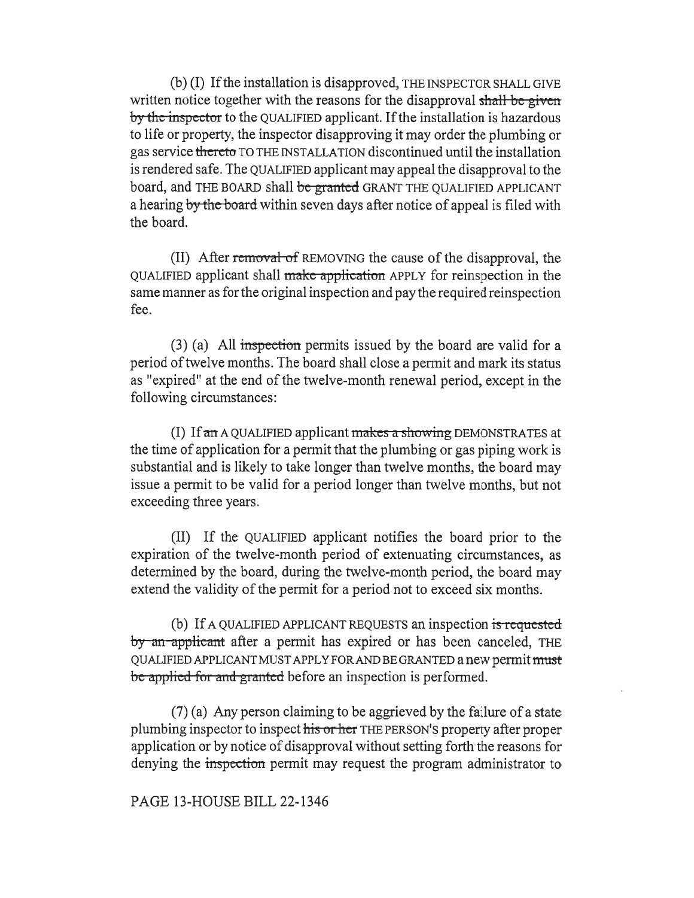(b) (I) If the installation is disapproved, THE INSPECTOR SHALL GIVE written notice together with the reasons for the disapproval ~~shall be given by the inspector~~ to the QUALIFIED applicant. If the installation is hazardous to life or property, the inspector disapproving it may order the plumbing or gas service ~~thereto~~ TO THE INSTALLATION discontinued until the installation is rendered safe. The QUALIFIED applicant may appeal the disapproval to the board, and THE BOARD shall ~~be granted~~ GRANT THE QUALIFIED APPLICANT a hearing ~~by the board~~ within seven days after notice of appeal is filed with the board.

(II) After ~~removal of~~ REMOVING the cause of the disapproval, the QUALIFIED applicant shall ~~make application~~ APPLY for reinspection in the same manner as for the original inspection and pay the required reinspection fee.

(3) (a) All ~~inspection~~ permits issued by the board are valid for a period of twelve months. The board shall close a permit and mark its status as "expired" at the end of the twelve-month renewal period, except in the following circumstances:

(I) If ~~an~~ A QUALIFIED applicant ~~makes a showing~~ DEMONSTRATES at the time of application for a permit that the plumbing or gas piping work is substantial and is likely to take longer than twelve months, the board may issue a permit to be valid for a period longer than twelve months, but not exceeding three years.

(II) If the QUALIFIED applicant notifies the board prior to the expiration of the twelve-month period of extenuating circumstances, as determined by the board, during the twelve-month period, the board may extend the validity of the permit for a period not to exceed six months.

(b) If A QUALIFIED APPLICANT REQUESTS an inspection ~~is requested by an applicant~~ after a permit has expired or has been canceled, THE QUALIFIED APPLICANT MUST APPLY FOR AND BE GRANTED a new permit ~~must be applied for and granted~~ before an inspection is performed.

(7) (a) Any person claiming to be aggrieved by the failure of a state plumbing inspector to inspect ~~his or her~~ THE PERSON'S property after proper application or by notice of disapproval without setting forth the reasons for denying the ~~inspection~~ permit may request the program administrator to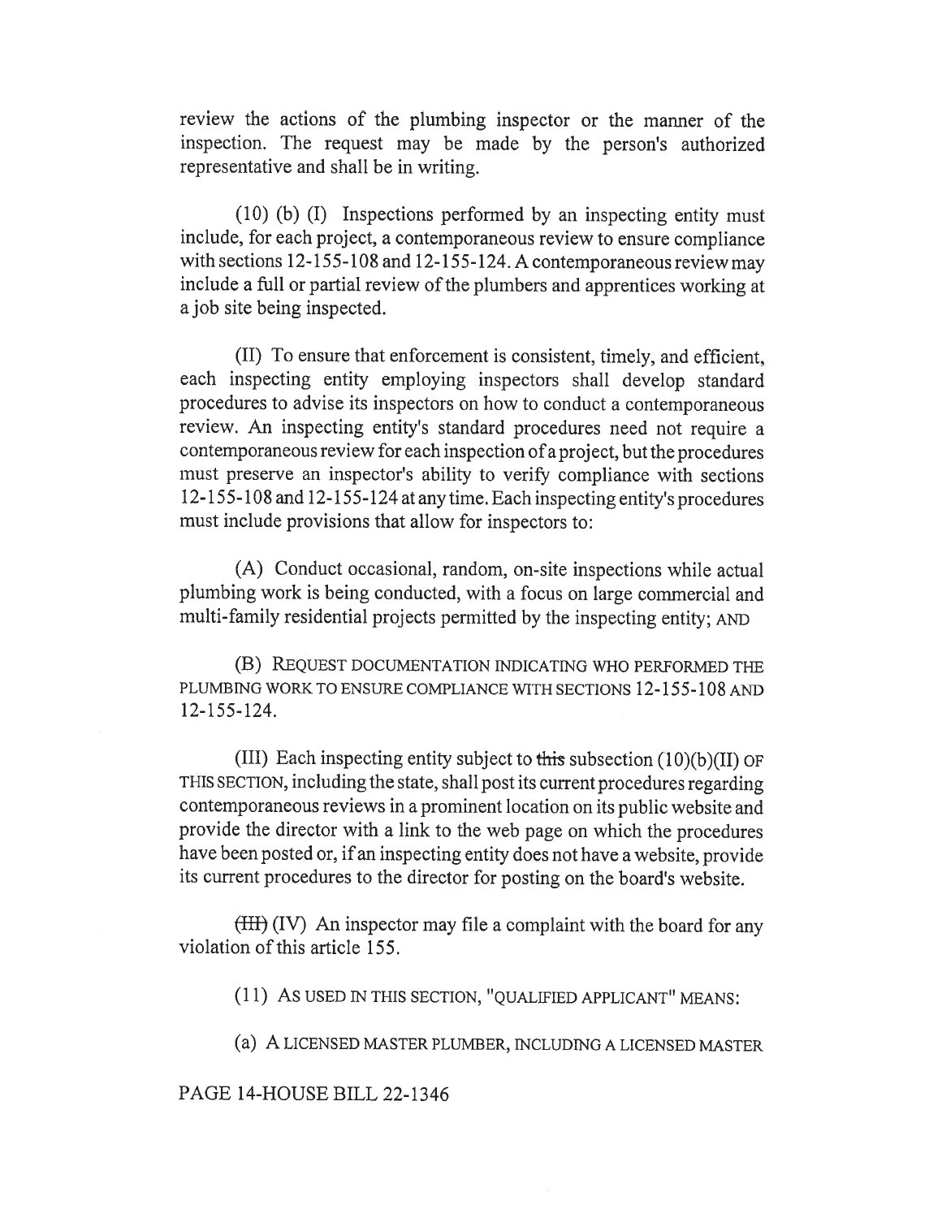review the actions of the plumbing inspector or the manner of the inspection. The request may be made by the person's authorized representative and shall be in writing.

(10) (b) (I) Inspections performed by an inspecting entity must include, for each project, a contemporaneous review to ensure compliance with sections 12-155-108 and 12-155-124. A contemporaneous review may include a full or partial review of the plumbers and apprentices working at a job site being inspected.

(II) To ensure that enforcement is consistent, timely, and efficient, each inspecting entity employing inspectors shall develop standard procedures to advise its inspectors on how to conduct a contemporaneous review. An inspecting entity's standard procedures need not require a contemporaneous review for each inspection of a project, but the procedures must preserve an inspector's ability to verify compliance with sections 12-155-108 and 12-155-124 at any time. Each inspecting entity's procedures must include provisions that allow for inspectors to:

(A) Conduct occasional, random, on-site inspections while actual plumbing work is being conducted, with a focus on large commercial and multi-family residential projects permitted by the inspecting entity; AND

(B) REQUEST DOCUMENTATION INDICATING WHO PERFORMED THE PLUMBING WORK TO ENSURE COMPLIANCE WITH SECTIONS 12-155-108 AND 12-155-124.

(III) Each inspecting entity subject to ~~this~~ subsection (10)(b)(II) OF THIS SECTION, including the state, shall post its current procedures regarding contemporaneous reviews in a prominent location on its public website and provide the director with a link to the web page on which the procedures have been posted or, if an inspecting entity does not have a website, provide its current procedures to the director for posting on the board's website.

~~(III)~~ (IV) An inspector may file a complaint with the board for any violation of this article 155.

(11) AS USED IN THIS SECTION, "QUALIFIED APPLICANT" MEANS:

(a) A LICENSED MASTER PLUMBER, INCLUDING A LICENSED MASTER

PAGE 14-HOUSE BILL 22-1346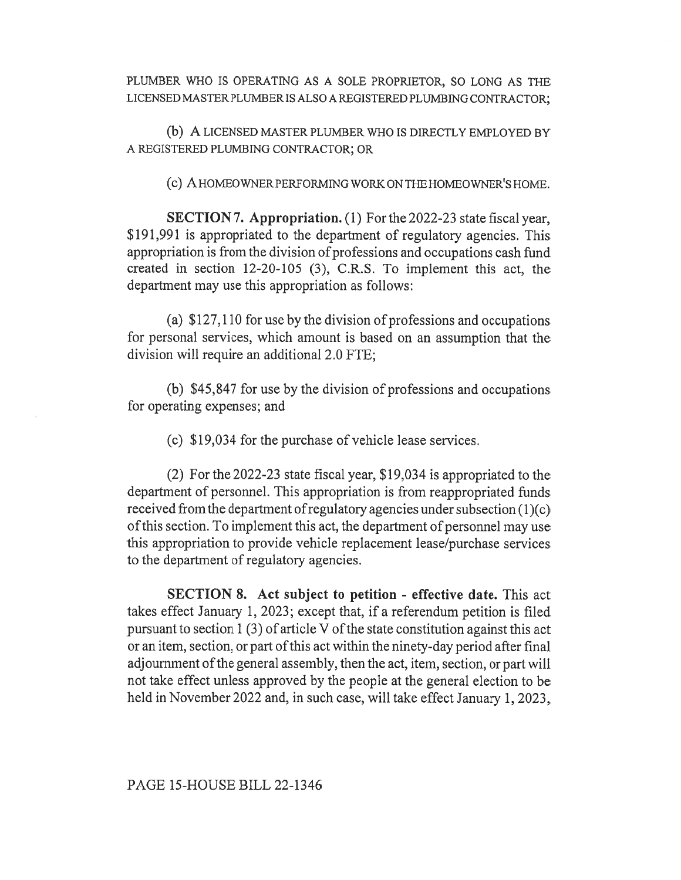PLUMBER WHO IS OPERATING AS A SOLE PROPRIETOR, SO LONG AS THE LICENSED MASTER PLUMBER IS ALSO A REGISTERED PLUMBING CONTRACTOR;

(b) A LICENSED MASTER PLUMBER WHO IS DIRECTLY EMPLOYED BY A REGISTERED PLUMBING CONTRACTOR; OR

(c) A HOMEOWNER PERFORMING WORK ON THE HOMEOWNER'S HOME.

**SECTION 7. Appropriation.** (1) For the 2022-23 state fiscal year, $191,991 is appropriated to the department of regulatory agencies. This appropriation is from the division of professions and occupations cash fund created in section 12-20-105 (3), C.R.S. To implement this act, the department may use this appropriation as follows:

(a) $127,110 for use by the division of professions and occupations for personal services, which amount is based on an assumption that the division will require an additional 2.0 FTE;

(b) $45,847 for use by the division of professions and occupations for operating expenses; and

(c) $19,034 for the purchase of vehicle lease services.

(2) For the 2022-23 state fiscal year, $19,034 is appropriated to the department of personnel. This appropriation is from reappropriated funds received from the department of regulatory agencies under subsection (1)(c) of this section. To implement this act, the department of personnel may use this appropriation to provide vehicle replacement lease/purchase services to the department of regulatory agencies.

**SECTION 8. Act subject to petition - effective date.** This act takes effect January 1, 2023; except that, if a referendum petition is filed pursuant to section 1 (3) of article V of the state constitution against this act or an item, section, or part of this act within the ninety-day period after final adjournment of the general assembly, then the act, item, section, or part will not take effect unless approved by the people at the general election to be held in November 2022 and, in such case, will take effect January 1, 2023,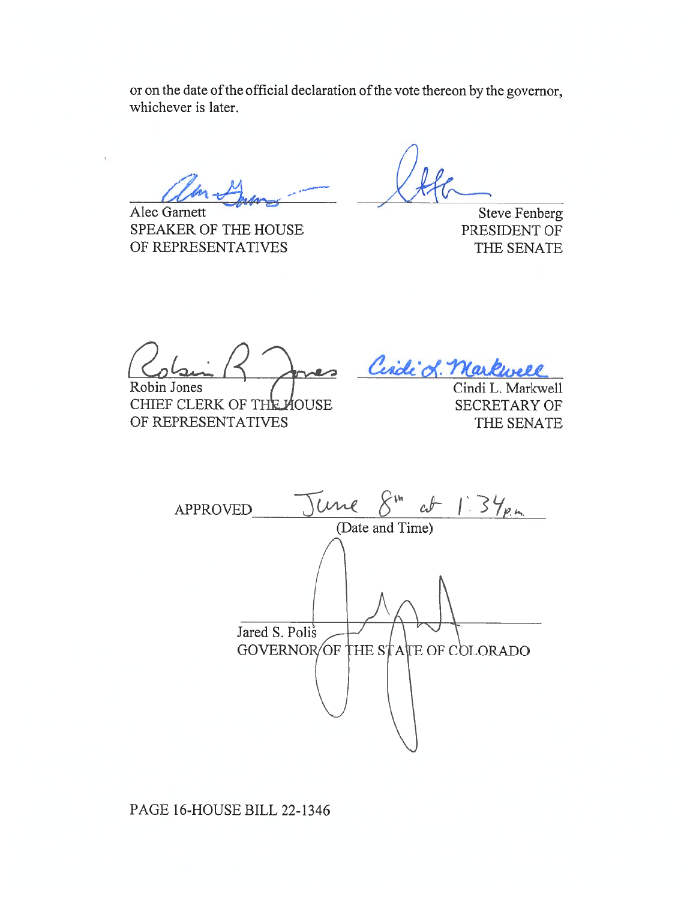or on the date of the official declaration of the vote thereon by the governor, whichever is later.

Alec Garnett
SPEAKER OF THE HOUSE
OF REPRESENTATIVES

Steve Fenberg
PRESIDENT OF
THE SENATE

Robin Jones
CHIEF CLERK OF THE HOUSE
OF REPRESENTATIVES

Cindi L. Markwell
SECRETARY OF
THE SENATE

APPROVED June 8th at 1:34 p.m.
(Date and Time)

Jared S. Polis
GOVERNOR OF THE STATE OF COLORADO

PAGE 16-HOUSE BILL 22-1346